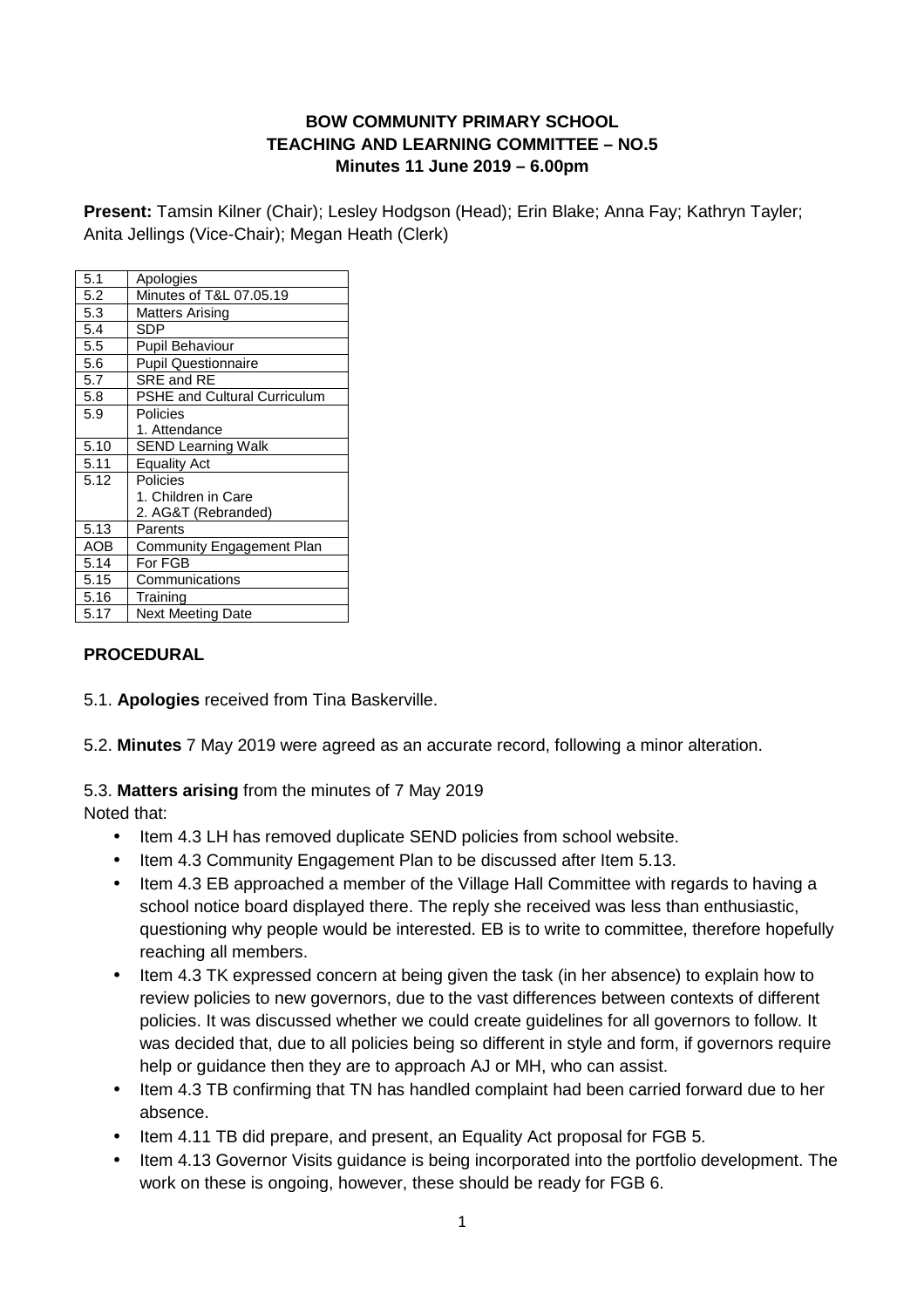**BOW COMMUNITY PRIMARY SCHOOL**
**TEACHING AND LEARNING COMMITTEE – NO.5**
**Minutes 11 June 2019 – 6.00pm**

**Present:** Tamsin Kilner (Chair); Lesley Hodgson (Head); Erin Blake; Anna Fay; Kathryn Tayler; Anita Jellings (Vice-Chair); Megan Heath (Clerk)

| | |
|---|---|
| 5.1 | Apologies |
| 5.2 | Minutes of T&L 07.05.19 |
| 5.3 | Matters Arising |
| 5.4 | SDP |
| 5.5 | Pupil Behaviour |
| 5.6 | Pupil Questionnaire |
| 5.7 | SRE and RE |
| 5.8 | PSHE and Cultural Curriculum |
| 5.9 | Policies<br>1. Attendance |
| 5.10 | SEND Learning Walk |
| 5.11 | Equality Act |
| 5.12 | Policies<br>1. Children in Care<br>2. AG&T (Rebranded) |
| 5.13 | Parents |
| AOB | Community Engagement Plan |
| 5.14 | For FGB |
| 5.15 | Communications |
| 5.16 | Training |
| 5.17 | Next Meeting Date |

**PROCEDURAL**

5.1. **Apologies** received from Tina Baskerville.

5.2. **Minutes** 7 May 2019 were agreed as an accurate record, following a minor alteration.

5.3. **Matters arising** from the minutes of 7 May 2019
Noted that:

- Item 4.3 LH has removed duplicate SEND policies from school website.
- Item 4.3 Community Engagement Plan to be discussed after Item 5.13.
- Item 4.3 EB approached a member of the Village Hall Committee with regards to having a school notice board displayed there. The reply she received was less than enthusiastic, questioning why people would be interested. EB is to write to committee, therefore hopefully reaching all members.
- Item 4.3 TK expressed concern at being given the task (in her absence) to explain how to review policies to new governors, due to the vast differences between contexts of different policies. It was discussed whether we could create guidelines for all governors to follow. It was decided that, due to all policies being so different in style and form, if governors require help or guidance then they are to approach AJ or MH, who can assist.
- Item 4.3 TB confirming that TN has handled complaint had been carried forward due to her absence.
- Item 4.11 TB did prepare, and present, an Equality Act proposal for FGB 5.
- Item 4.13 Governor Visits guidance is being incorporated into the portfolio development. The work on these is ongoing, however, these should be ready for FGB 6.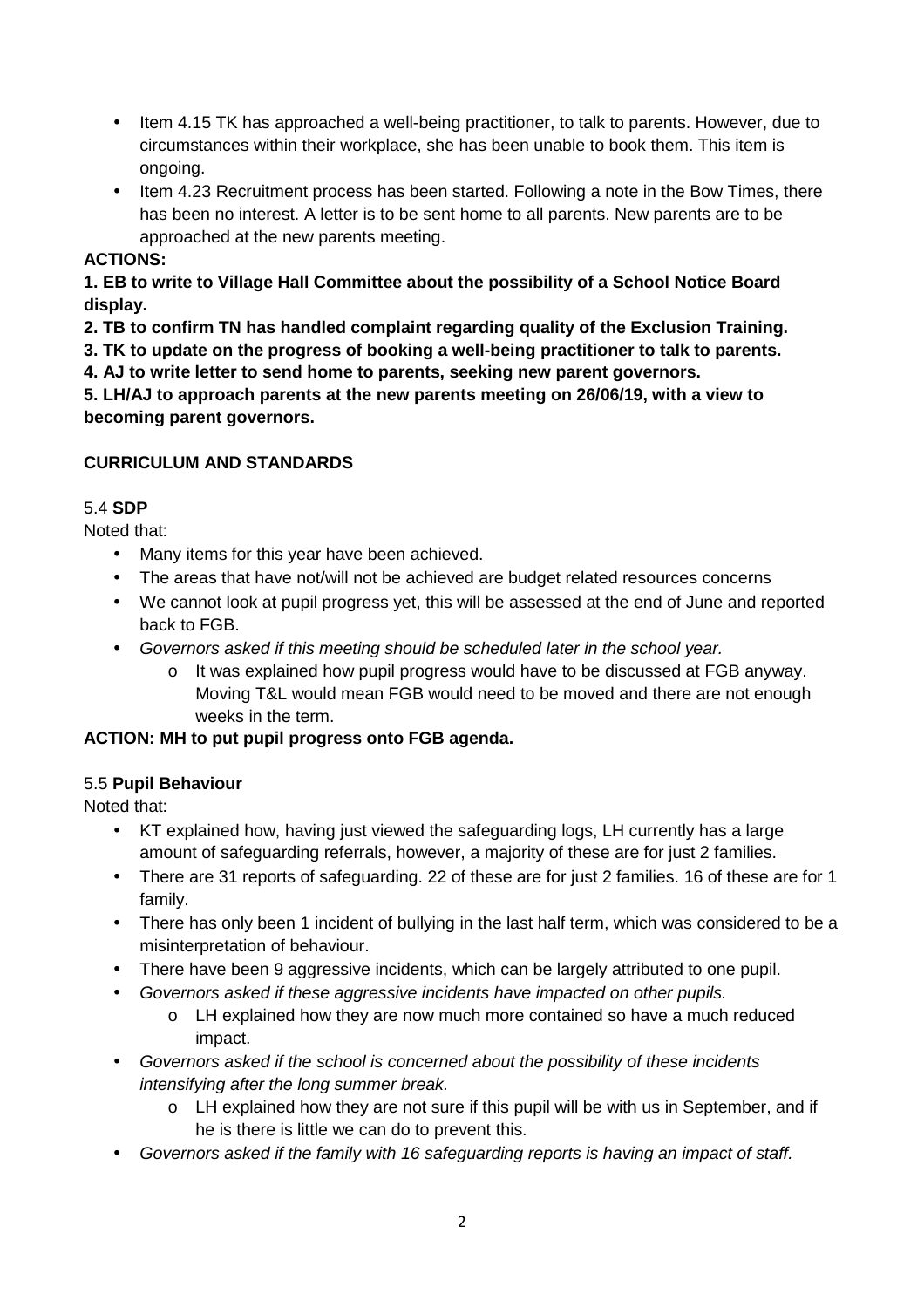- Item 4.15 TK has approached a well-being practitioner, to talk to parents. However, due to circumstances within their workplace, she has been unable to book them. This item is ongoing.
- Item 4.23 Recruitment process has been started. Following a note in the Bow Times, there has been no interest. A letter is to be sent home to all parents. New parents are to be approached at the new parents meeting.

**ACTIONS:**

**1. EB to write to Village Hall Committee about the possibility of a School Notice Board display.**

**2. TB to confirm TN has handled complaint regarding quality of the Exclusion Training.**

**3. TK to update on the progress of booking a well-being practitioner to talk to parents.**

**4. AJ to write letter to send home to parents, seeking new parent governors.**

**5. LH/AJ to approach parents at the new parents meeting on 26/06/19, with a view to becoming parent governors.**

**CURRICULUM AND STANDARDS**

5.4 **SDP**

Noted that:

- Many items for this year have been achieved.
- The areas that have not/will not be achieved are budget related resources concerns
- We cannot look at pupil progress yet, this will be assessed at the end of June and reported back to FGB.
- *Governors asked if this meeting should be scheduled later in the school year.*
    - It was explained how pupil progress would have to be discussed at FGB anyway. Moving T&L would mean FGB would need to be moved and there are not enough weeks in the term.

**ACTION: MH to put pupil progress onto FGB agenda.**

5.5 **Pupil Behaviour**

Noted that:

- KT explained how, having just viewed the safeguarding logs, LH currently has a large amount of safeguarding referrals, however, a majority of these are for just 2 families.
- There are 31 reports of safeguarding. 22 of these are for just 2 families. 16 of these are for 1 family.
- There has only been 1 incident of bullying in the last half term, which was considered to be a misinterpretation of behaviour.
- There have been 9 aggressive incidents, which can be largely attributed to one pupil.
- *Governors asked if these aggressive incidents have impacted on other pupils.*
    - LH explained how they are now much more contained so have a much reduced impact.
- *Governors asked if the school is concerned about the possibility of these incidents intensifying after the long summer break.*
    - LH explained how they are not sure if this pupil will be with us in September, and if he is there is little we can do to prevent this.
- *Governors asked if the family with 16 safeguarding reports is having an impact of staff.*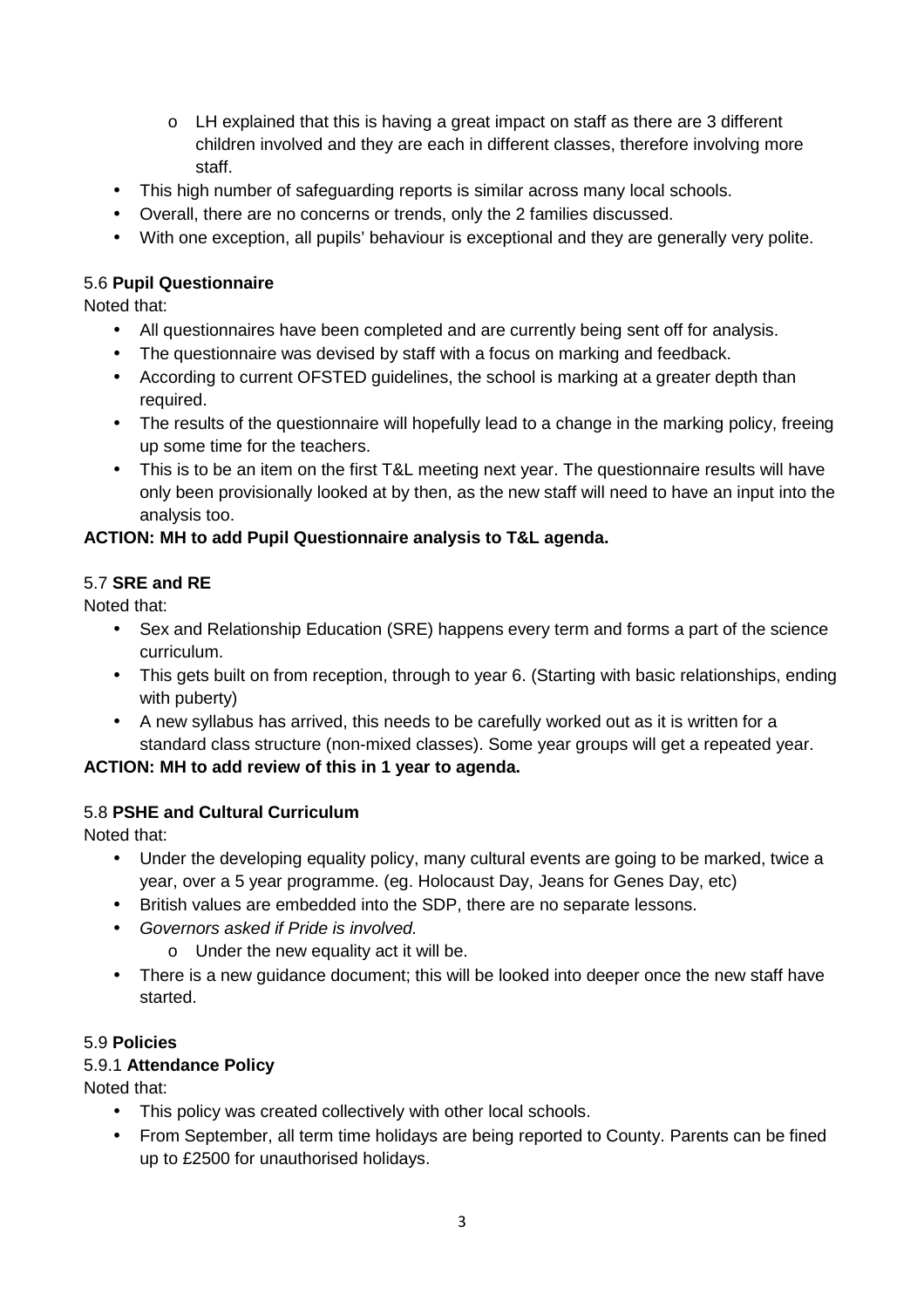- LH explained that this is having a great impact on staff as there are 3 different children involved and they are each in different classes, therefore involving more staff.
- This high number of safeguarding reports is similar across many local schools.
- Overall, there are no concerns or trends, only the 2 families discussed.
- With one exception, all pupils' behaviour is exceptional and they are generally very polite.

5.6 **Pupil Questionnaire**

Noted that:

- All questionnaires have been completed and are currently being sent off for analysis.
- The questionnaire was devised by staff with a focus on marking and feedback.
- According to current OFSTED guidelines, the school is marking at a greater depth than required.
- The results of the questionnaire will hopefully lead to a change in the marking policy, freeing up some time for the teachers.
- This is to be an item on the first T&L meeting next year. The questionnaire results will have only been provisionally looked at by then, as the new staff will need to have an input into the analysis too.

**ACTION: MH to add Pupil Questionnaire analysis to T&L agenda.**

5.7 **SRE and RE**

Noted that:

- Sex and Relationship Education (SRE) happens every term and forms a part of the science curriculum.
- This gets built on from reception, through to year 6. (Starting with basic relationships, ending with puberty)
- A new syllabus has arrived, this needs to be carefully worked out as it is written for a standard class structure (non-mixed classes). Some year groups will get a repeated year.

**ACTION: MH to add review of this in 1 year to agenda.**

5.8 **PSHE and Cultural Curriculum**

Noted that:

- Under the developing equality policy, many cultural events are going to be marked, twice a year, over a 5 year programme. (eg. Holocaust Day, Jeans for Genes Day, etc)
- British values are embedded into the SDP, there are no separate lessons.
- *Governors asked if Pride is involved.*
  - Under the new equality act it will be.
- There is a new guidance document; this will be looked into deeper once the new staff have started.

5.9 **Policies**

5.9.1 **Attendance Policy**

Noted that:

- This policy was created collectively with other local schools.
- From September, all term time holidays are being reported to County. Parents can be fined up to £2500 for unauthorised holidays.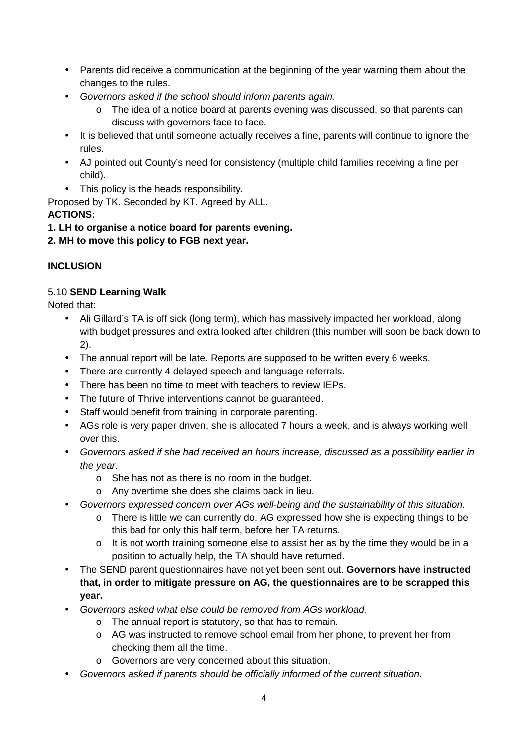- Parents did receive a communication at the beginning of the year warning them about the changes to the rules.
- *Governors asked if the school should inform parents again.*
  - The idea of a notice board at parents evening was discussed, so that parents can discuss with governors face to face.
- It is believed that until someone actually receives a fine, parents will continue to ignore the rules.
- AJ pointed out County's need for consistency (multiple child families receiving a fine per child).
- This policy is the heads responsibility.

Proposed by TK. Seconded by KT. Agreed by ALL.

**ACTIONS:**

**1. LH to organise a notice board for parents evening.**

**2. MH to move this policy to FGB next year.**

**INCLUSION**

5.10 **SEND Learning Walk**

Noted that:

- Ali Gillard's TA is off sick (long term), which has massively impacted her workload, along with budget pressures and extra looked after children (this number will soon be back down to 2).
- The annual report will be late. Reports are supposed to be written every 6 weeks.
- There are currently 4 delayed speech and language referrals.
- There has been no time to meet with teachers to review IEPs.
- The future of Thrive interventions cannot be guaranteed.
- Staff would benefit from training in corporate parenting.
- AGs role is very paper driven, she is allocated 7 hours a week, and is always working well over this.
- *Governors asked if she had received an hours increase, discussed as a possibility earlier in the year.*
  - She has not as there is no room in the budget.
  - Any overtime she does she claims back in lieu.
- *Governors expressed concern over AGs well-being and the sustainability of this situation.*
  - There is little we can currently do. AG expressed how she is expecting things to be this bad for only this half term, before her TA returns.
  - It is not worth training someone else to assist her as by the time they would be in a position to actually help, the TA should have returned.
- The SEND parent questionnaires have not yet been sent out. **Governors have instructed that, in order to mitigate pressure on AG, the questionnaires are to be scrapped this year.**
- *Governors asked what else could be removed from AGs workload.*
  - The annual report is statutory, so that has to remain.
  - AG was instructed to remove school email from her phone, to prevent her from checking them all the time.
  - Governors are very concerned about this situation.
- *Governors asked if parents should be officially informed of the current situation.*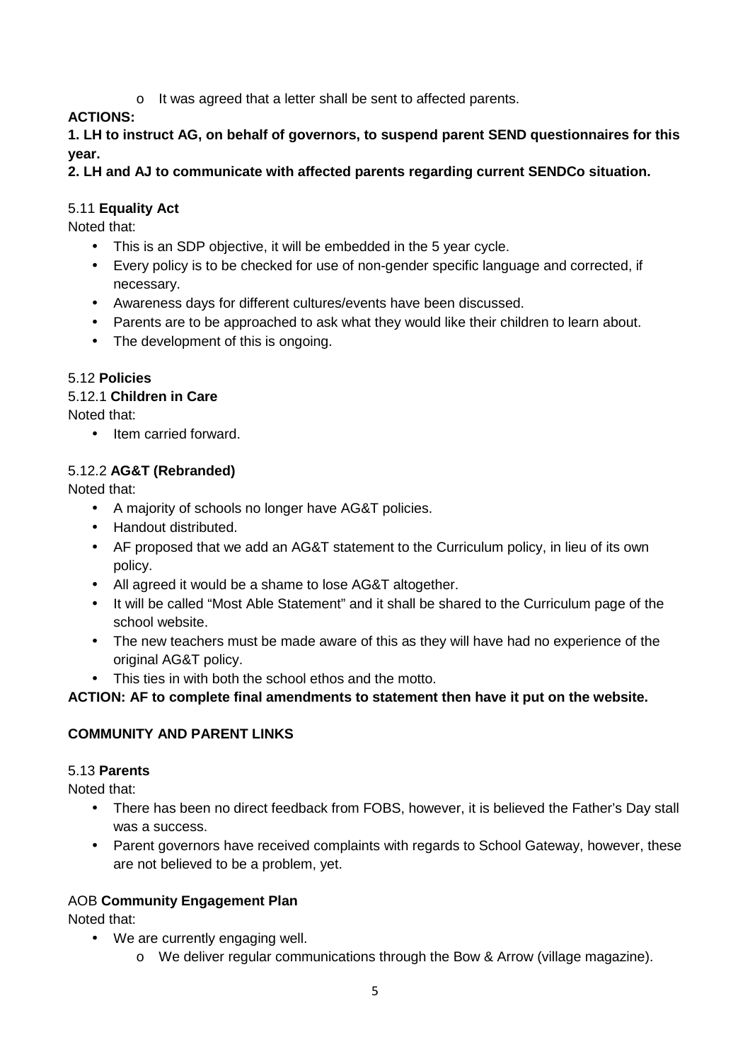- It was agreed that a letter shall be sent to affected parents.

**ACTIONS:**

**1. LH to instruct AG, on behalf of governors, to suspend parent SEND questionnaires for this year.**

**2. LH and AJ to communicate with affected parents regarding current SENDCo situation.**

5.11 **Equality Act**

Noted that:

- This is an SDP objective, it will be embedded in the 5 year cycle.
- Every policy is to be checked for use of non-gender specific language and corrected, if necessary.
- Awareness days for different cultures/events have been discussed.
- Parents are to be approached to ask what they would like their children to learn about.
- The development of this is ongoing.

5.12 **Policies**

5.12.1 **Children in Care**

Noted that:

- Item carried forward.

5.12.2 **AG&T (Rebranded)**

Noted that:

- A majority of schools no longer have AG&T policies.
- Handout distributed.
- AF proposed that we add an AG&T statement to the Curriculum policy, in lieu of its own policy.
- All agreed it would be a shame to lose AG&T altogether.
- It will be called "Most Able Statement" and it shall be shared to the Curriculum page of the school website.
- The new teachers must be made aware of this as they will have had no experience of the original AG&T policy.
- This ties in with both the school ethos and the motto.

**ACTION: AF to complete final amendments to statement then have it put on the website.**

**COMMUNITY AND PARENT LINKS**

5.13 **Parents**

Noted that:

- There has been no direct feedback from FOBS, however, it is believed the Father's Day stall was a success.
- Parent governors have received complaints with regards to School Gateway, however, these are not believed to be a problem, yet.

AOB **Community Engagement Plan**

Noted that:

- We are currently engaging well.
  - We deliver regular communications through the Bow & Arrow (village magazine).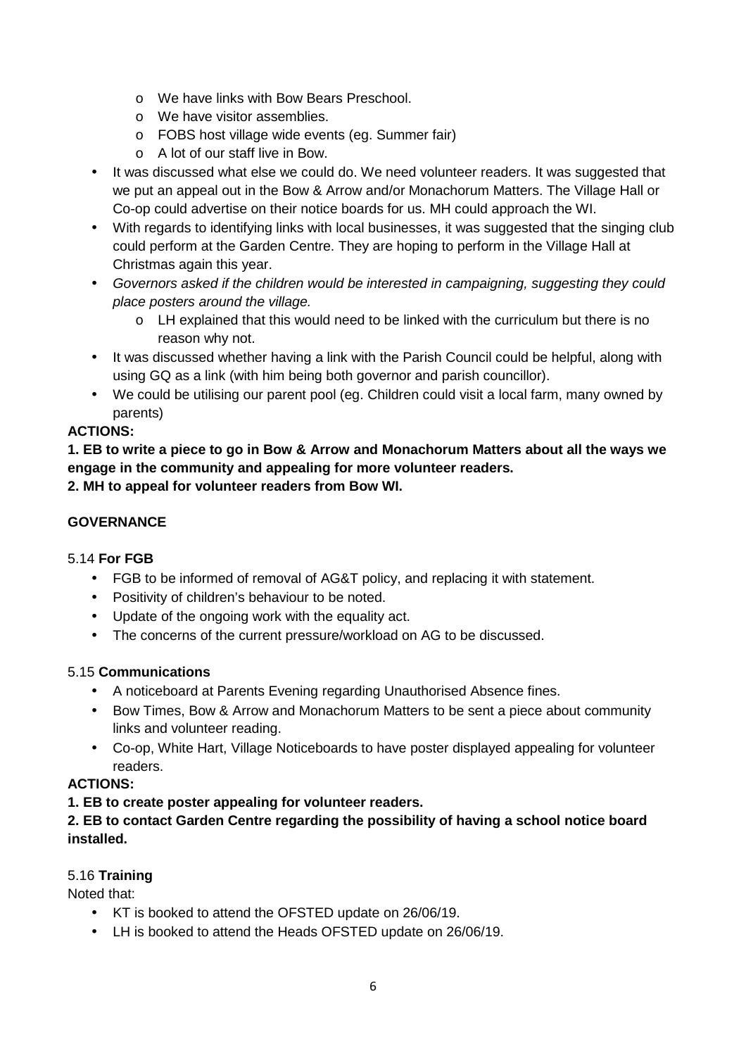- We have links with Bow Bears Preschool.
  - We have visitor assemblies.
  - FOBS host village wide events (eg. Summer fair)
  - A lot of our staff live in Bow.
- It was discussed what else we could do. We need volunteer readers. It was suggested that we put an appeal out in the Bow & Arrow and/or Monachorum Matters. The Village Hall or Co-op could advertise on their notice boards for us. MH could approach the WI.
- With regards to identifying links with local businesses, it was suggested that the singing club could perform at the Garden Centre. They are hoping to perform in the Village Hall at Christmas again this year.
- *Governors asked if the children would be interested in campaigning, suggesting they could place posters around the village.*
  - LH explained that this would need to be linked with the curriculum but there is no reason why not.
- It was discussed whether having a link with the Parish Council could be helpful, along with using GQ as a link (with him being both governor and parish councillor).
- We could be utilising our parent pool (eg. Children could visit a local farm, many owned by parents)

**ACTIONS:**

**1. EB to write a piece to go in Bow & Arrow and Monachorum Matters about all the ways we engage in the community and appealing for more volunteer readers.**

**2. MH to appeal for volunteer readers from Bow WI.**

**GOVERNANCE**

5.14 **For FGB**

- FGB to be informed of removal of AG&T policy, and replacing it with statement.
- Positivity of children's behaviour to be noted.
- Update of the ongoing work with the equality act.
- The concerns of the current pressure/workload on AG to be discussed.

5.15 **Communications**

- A noticeboard at Parents Evening regarding Unauthorised Absence fines.
- Bow Times, Bow & Arrow and Monachorum Matters to be sent a piece about community links and volunteer reading.
- Co-op, White Hart, Village Noticeboards to have poster displayed appealing for volunteer readers.

**ACTIONS:**

**1. EB to create poster appealing for volunteer readers.**

**2. EB to contact Garden Centre regarding the possibility of having a school notice board installed.**

5.16 **Training**

Noted that:

- KT is booked to attend the OFSTED update on 26/06/19.
- LH is booked to attend the Heads OFSTED update on 26/06/19.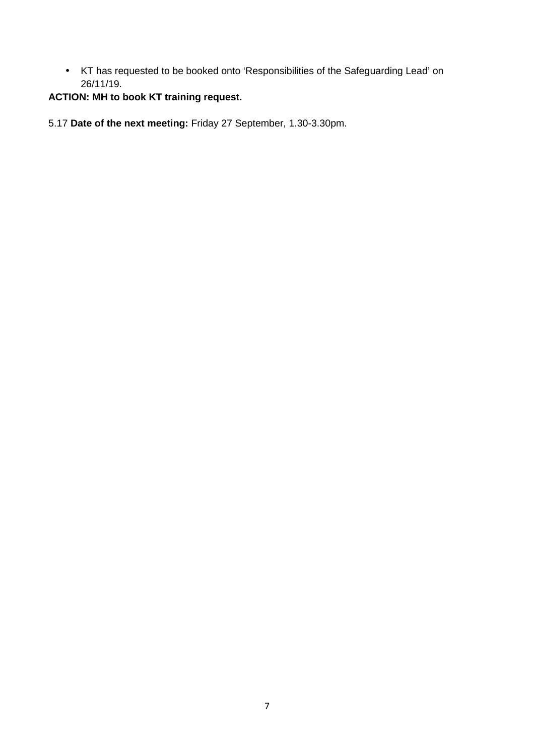- KT has requested to be booked onto ‘Responsibilities of the Safeguarding Lead’ on 26/11/19.

**ACTION: MH to book KT training request.**

5.17 **Date of the next meeting:** Friday 27 September, 1.30-3.30pm.